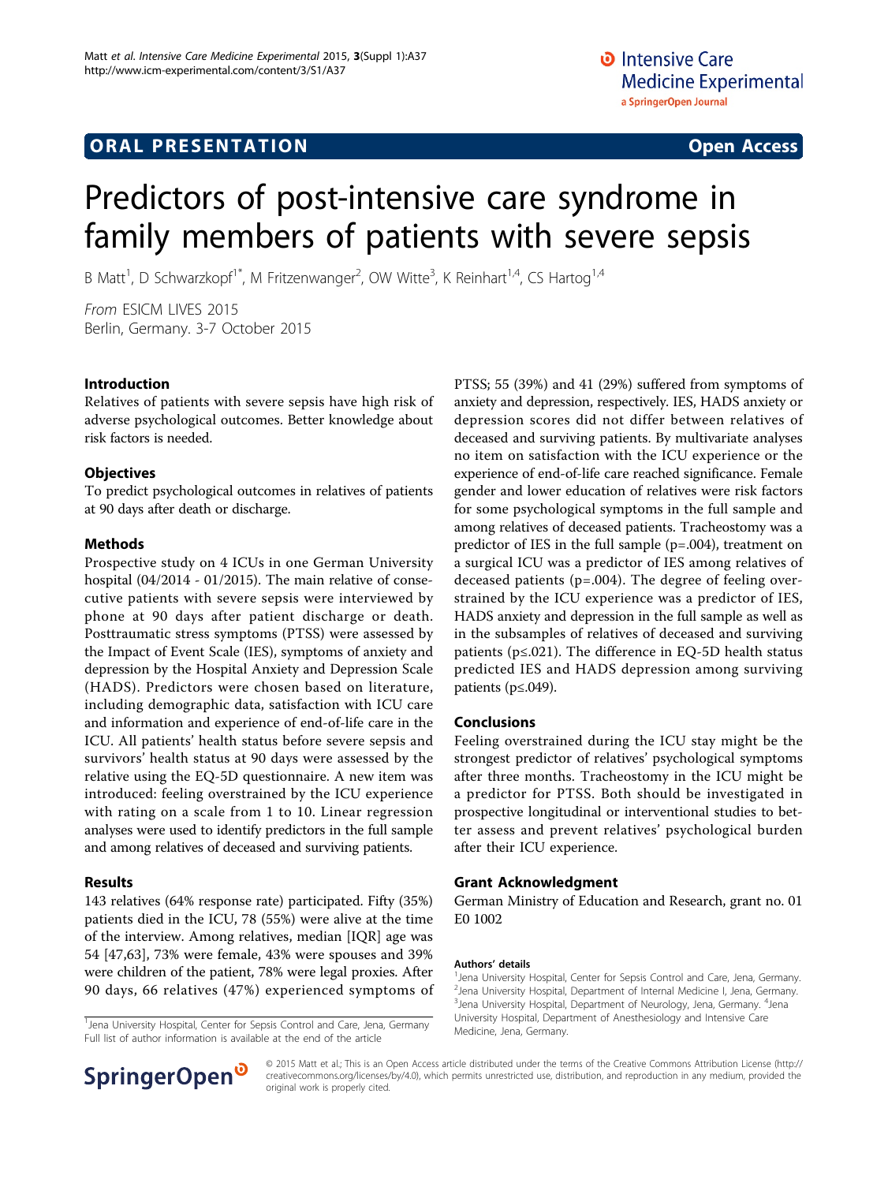ORAL PRESENTATION Open Access

# Predictors of post-intensive care syndrome in family members of patients with severe sepsis

B Matt[1], D Schwarzkopf[1*], M Fritzenwanger[2], OW Witte[3], K Reinhart[1,4], CS Hartog[1,4]

From ESICM LIVES 2015
Berlin, Germany. 3-7 October 2015

## Introduction

Relatives of patients with severe sepsis have high risk of adverse psychological outcomes. Better knowledge about risk factors is needed.

## Objectives

To predict psychological outcomes in relatives of patients at 90 days after death or discharge.

## Methods

Prospective study on 4 ICUs in one German University hospital (04/2014 - 01/2015). The main relative of consecutive patients with severe sepsis were interviewed by phone at 90 days after patient discharge or death. Posttraumatic stress symptoms (PTSS) were assessed by the Impact of Event Scale (IES), symptoms of anxiety and depression by the Hospital Anxiety and Depression Scale (HADS). Predictors were chosen based on literature, including demographic data, satisfaction with ICU care and information and experience of end-of-life care in the ICU. All patients' health status before severe sepsis and survivors' health status at 90 days were assessed by the relative using the EQ-5D questionnaire. A new item was introduced: feeling overstrained by the ICU experience with rating on a scale from 1 to 10. Linear regression analyses were used to identify predictors in the full sample and among relatives of deceased and surviving patients.

## Results

143 relatives (64% response rate) participated. Fifty (35%) patients died in the ICU, 78 (55%) were alive at the time of the interview. Among relatives, median [IQR] age was 54 [47,63], 73% were female, 43% were spouses and 39% were children of the patient, 78% were legal proxies. After 90 days, 66 relatives (47%) experienced symptoms of PTSS; 55 (39%) and 41 (29%) suffered from symptoms of anxiety and depression, respectively. IES, HADS anxiety or depression scores did not differ between relatives of deceased and surviving patients. By multivariate analyses no item on satisfaction with the ICU experience or the experience of end-of-life care reached significance. Female gender and lower education of relatives were risk factors for some psychological symptoms in the full sample and among relatives of deceased patients. Tracheostomy was a predictor of IES in the full sample ($p=.004$), treatment on a surgical ICU was a predictor of IES among relatives of deceased patients ($p=.004$). The degree of feeling overstrained by the ICU experience was a predictor of IES, HADS anxiety and depression in the full sample as well as in the subsamples of relatives of deceased and surviving patients ($p \leq .021$). The difference in EQ-5D health status predicted IES and HADS depression among surviving patients ($p \leq .049$).

## Conclusions

Feeling overstrained during the ICU stay might be the strongest predictor of relatives' psychological symptoms after three months. Tracheostomy in the ICU might be a predictor for PTSS. Both should be investigated in prospective longitudinal or interventional studies to better assess and prevent relatives' psychological burden after their ICU experience.

## Grant Acknowledgment

German Ministry of Education and Research, grant no. 01 E0 1002

### Authors' details

[1]Jena University Hospital, Center for Sepsis Control and Care, Jena, Germany. [2]Jena University Hospital, Department of Internal Medicine I, Jena, Germany. [3]Jena University Hospital, Department of Neurology, Jena, Germany. [4]Jena University Hospital, Department of Anesthesiology and Intensive Care Medicine, Jena, Germany.

[1]Jena University Hospital, Center for Sepsis Control and Care, Jena, Germany
Full list of author information is available at the end of the article

© 2015 Matt et al.; This is an Open Access article distributed under the terms of the Creative Commons Attribution License (http://creativecommons.org/licenses/by/4.0), which permits unrestricted use, distribution, and reproduction in any medium, provided the original work is properly cited.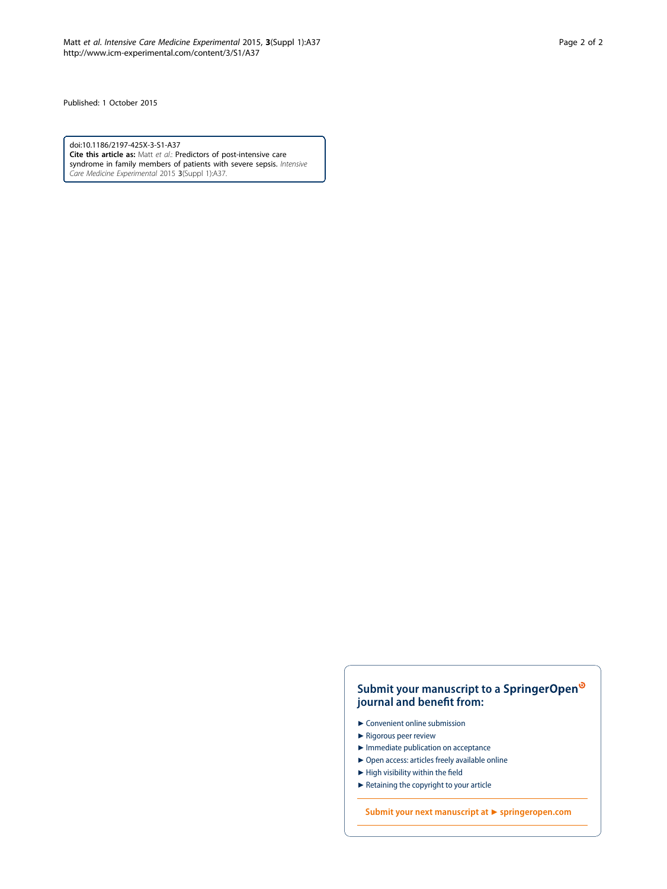Published: 1 October 2015

doi:10.1186/2197-425X-3-S1-A37
**Cite this article as:** Matt *et al.*: Predictors of post-intensive care syndrome in family members of patients with severe sepsis. *Intensive Care Medicine Experimental* 2015 **3**(Suppl 1):A37.

**Submit your manuscript to a SpringerOpen journal and benefit from:**

- ► Convenient online submission
- ► Rigorous peer review
- ► Immediate publication on acceptance
- ► Open access: articles freely available online
- ► High visibility within the field
- ► Retaining the copyright to your article

**Submit your next manuscript at ► springeropen.com**